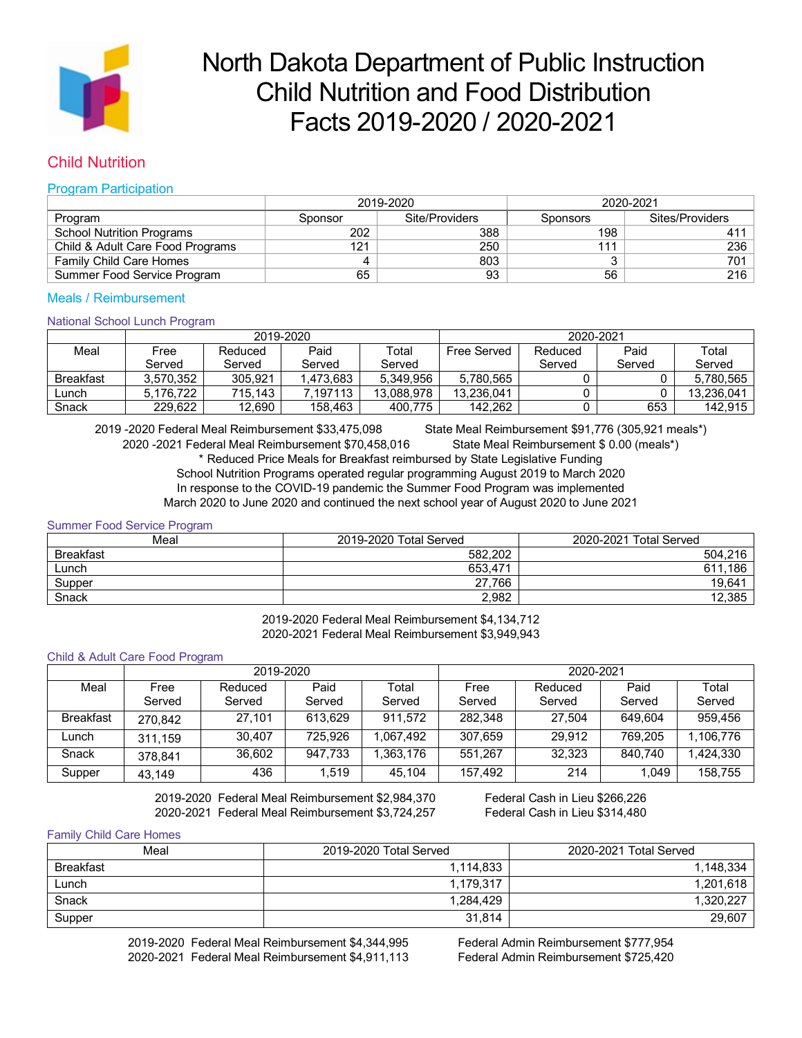# North Dakota Department of Public Instruction
# Child Nutrition and Food Distribution
# Facts 2019-2020 / 2020-2021

## Child Nutrition

### Program Participation

| | 2019-2020 | | 2020-2021 | |
|---|---|---|---|---|
| Program | Sponsor | Site/Providers | Sponsors | Sites/Providers |
| School Nutrition Programs | 202 | 388 | 198 | 411 |
| Child & Adult Care Food Programs | 121 | 250 | 111 | 236 |
| Family Child Care Homes | 4 | 803 | 3 | 701 |
| Summer Food Service Program | 65 | 93 | 56 | 216 |

### Meals / Reimbursement

#### National School Lunch Program

| | 2019-2020 | | | | 2020-2021 | | | |
|---|---|---|---|---|---|---|---|---|
| Meal | Free Served | Reduced Served | Paid Served | Total Served | Free Served | Reduced Served | Paid Served | Total Served |
| Breakfast | 3,570,352 | 305,921 | 1,473,683 | 5,349,956 | 5,780,565 | 0 | 0 | 5,780,565 |
| Lunch | 5,176,722 | 715,143 | 7,197113 | 13,088,978 | 13,236,041 | 0 | 0 | 13,236,041 |
| Snack | 229,622 | 12,690 | 158,463 | 400,775 | 142,262 | 0 | 653 | 142,915 |

2019 -2020 Federal Meal Reimbursement $33,475,098 State Meal Reimbursement $91,776 (305,921 meals*)
2020 -2021 Federal Meal Reimbursement $70,458,016 State Meal Reimbursement $ 0.00 (meals*)
* Reduced Price Meals for Breakfast reimbursed by State Legislative Funding
School Nutrition Programs operated regular programming August 2019 to March 2020
In response to the COVID-19 pandemic the Summer Food Program was implemented
March 2020 to June 2020 and continued the next school year of August 2020 to June 2021

#### Summer Food Service Program

| Meal | 2019-2020 Total Served | 2020-2021 Total Served |
|---|---|---|
| Breakfast | 582,202 | 504,216 |
| Lunch | 653,471 | 611,186 |
| Supper | 27,766 | 19,641 |
| Snack | 2,982 | 12,385 |

2019-2020 Federal Meal Reimbursement $4,134,712
2020-2021 Federal Meal Reimbursement $3,949,943

#### Child & Adult Care Food Program

| | 2019-2020 | | | | 2020-2021 | | | |
|---|---|---|---|---|---|---|---|---|
| Meal | Free Served | Reduced Served | Paid Served | Total Served | Free Served | Reduced Served | Paid Served | Total Served |
| Breakfast | 270,842 | 27,101 | 613,629 | 911,572 | 282,348 | 27,504 | 649,604 | 959,456 |
| Lunch | 311,159 | 30,407 | 725,926 | 1,067,492 | 307,659 | 29,912 | 769,205 | 1,106,776 |
| Snack | 378,841 | 36,602 | 947,733 | 1,363,176 | 551,267 | 32,323 | 840,740 | 1,424,330 |
| Supper | 43,149 | 436 | 1,519 | 45,104 | 157,492 | 214 | 1,049 | 158,755 |

2019-2020 Federal Meal Reimbursement $2,984,370 Federal Cash in Lieu $266,226
2020-2021 Federal Meal Reimbursement $3,724,257 Federal Cash in Lieu $314,480

#### Family Child Care Homes

| Meal | 2019-2020 Total Served | 2020-2021 Total Served |
|---|---|---|
| Breakfast | 1,114,833 | 1,148,334 |
| Lunch | 1,179,317 | 1,201,618 |
| Snack | 1,284,429 | 1,320,227 |
| Supper | 31,814 | 29,607 |

2019-2020 Federal Meal Reimbursement $4,344,995 Federal Admin Reimbursement $777,954
2020-2021 Federal Meal Reimbursement $4,911,113 Federal Admin Reimbursement $725,420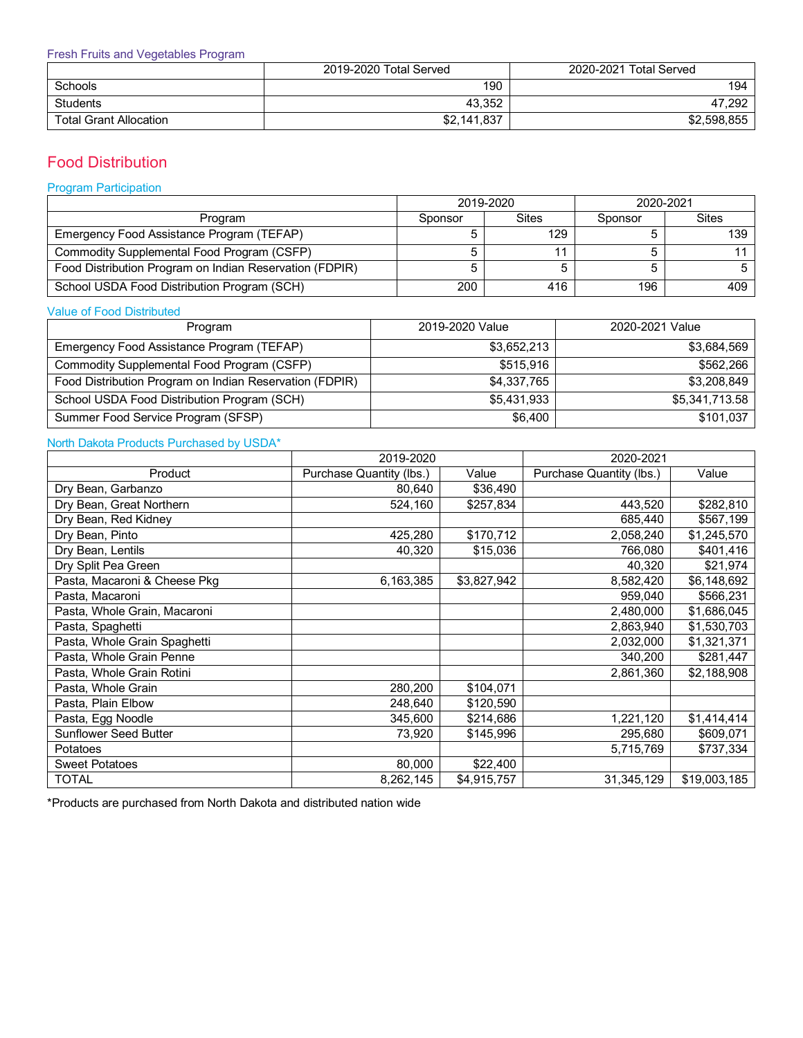### Fresh Fruits and Vegetables Program

| | 2019-2020 Total Served | 2020-2021 Total Served |
|---|---|---|
| Schools | 190 | 194 |
| Students | 43,352 | 47,292 |
| Total Grant Allocation | $2,141,837 | $2,598,855 |

## Food Distribution

### Program Participation

| Program | 2019-2020 | | 2020-2021 | |
|---|---|---|---|---|
| | Sponsor | Sites | Sponsor | Sites |
| Emergency Food Assistance Program (TEFAP) | 5 | 129 | 5 | 139 |
| Commodity Supplemental Food Program (CSFP) | 5 | 11 | 5 | 11 |
| Food Distribution Program on Indian Reservation (FDPIR) | 5 | 5 | 5 | 5 |
| School USDA Food Distribution Program (SCH) | 200 | 416 | 196 | 409 |

### Value of Food Distributed

| Program | 2019-2020 Value | 2020-2021 Value |
|---|---|---|
| Emergency Food Assistance Program (TEFAP) | $3,652,213 | $3,684,569 |
| Commodity Supplemental Food Program (CSFP) | $515,916 | $562,266 |
| Food Distribution Program on Indian Reservation (FDPIR) | $4,337,765 | $3,208,849 |
| School USDA Food Distribution Program (SCH) | $5,431,933 | $5,341,713.58 |
| Summer Food Service Program (SFSP) | $6,400 | $101,037 |

### North Dakota Products Purchased by USDA*

| Product | 2019-2020 | | 2020-2021 | |
|---|---|---|---|---|
| | Purchase Quantity (lbs.) | Value | Purchase Quantity (lbs.) | Value |
| Dry Bean, Garbanzo | 80,640 | $36,490 | | |
| Dry Bean, Great Northern | 524,160 | $257,834 | 443,520 | $282,810 |
| Dry Bean, Red Kidney | | | 685,440 | $567,199 |
| Dry Bean, Pinto | 425,280 | $170,712 | 2,058,240 | $1,245,570 |
| Dry Bean, Lentils | 40,320 | $15,036 | 766,080 | $401,416 |
| Dry Split Pea Green | | | 40,320 | $21,974 |
| Pasta, Macaroni & Cheese Pkg | 6,163,385 | $3,827,942 | 8,582,420 | $6,148,692 |
| Pasta, Macaroni | | | 959,040 | $566,231 |
| Pasta, Whole Grain, Macaroni | | | 2,480,000 | $1,686,045 |
| Pasta, Spaghetti | | | 2,863,940 | $1,530,703 |
| Pasta, Whole Grain Spaghetti | | | 2,032,000 | $1,321,371 |
| Pasta, Whole Grain Penne | | | 340,200 | $281,447 |
| Pasta, Whole Grain Rotini | | | 2,861,360 | $2,188,908 |
| Pasta, Whole Grain | 280,200 | $104,071 | | |
| Pasta, Plain Elbow | 248,640 | $120,590 | | |
| Pasta, Egg Noodle | 345,600 | $214,686 | 1,221,120 | $1,414,414 |
| Sunflower Seed Butter | 73,920 | $145,996 | 295,680 | $609,071 |
| Potatoes | | | 5,715,769 | $737,334 |
| Sweet Potatoes | 80,000 | $22,400 | | |
| TOTAL | 8,262,145 | $4,915,757 | 31,345,129 | $19,003,185 |

*Products are purchased from North Dakota and distributed nation wide